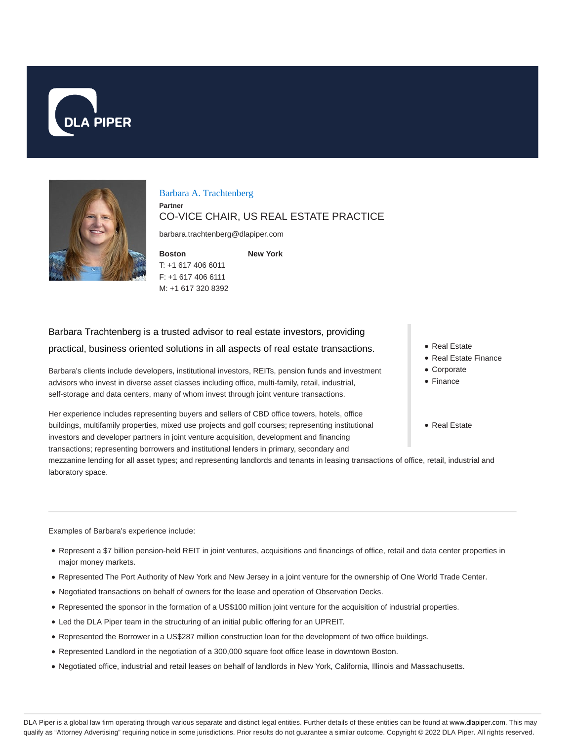# Barbara A. Trachtenberg

**Partner**

## CO-VICE CHAIR, US REAL ESTATE PRACTICE

barbara.trachtenberg@dlapiper.com

**Boston**

T: +1 617 406 6011
F: +1 617 406 6111
M: +1 617 320 8392

**New York**

Barbara Trachtenberg is a trusted advisor to real estate investors, providing practical, business oriented solutions in all aspects of real estate transactions.

Barbara's clients include developers, institutional investors, REITs, pension funds and investment advisors who invest in diverse asset classes including office, multi-family, retail, industrial, self-storage and data centers, many of whom invest through joint venture transactions.

Her experience includes representing buyers and sellers of CBD office towers, hotels, office buildings, multifamily properties, mixed use projects and golf courses; representing institutional investors and developer partners in joint venture acquisition, development and financing transactions; representing borrowers and institutional lenders in primary, secondary and mezzanine lending for all asset types; and representing landlords and tenants in leasing transactions of office, retail, industrial and laboratory space.

- Real Estate
- Real Estate Finance
- Corporate
- Finance

- Real Estate

Examples of Barbara's experience include:

- Represent a $7 billion pension-held REIT in joint ventures, acquisitions and financings of office, retail and data center properties in major money markets.
- Represented The Port Authority of New York and New Jersey in a joint venture for the ownership of One World Trade Center.
- Negotiated transactions on behalf of owners for the lease and operation of Observation Decks.
- Represented the sponsor in the formation of a US$100 million joint venture for the acquisition of industrial properties.
- Led the DLA Piper team in the structuring of an initial public offering for an UPREIT.
- Represented the Borrower in a US$287 million construction loan for the development of two office buildings.
- Represented Landlord in the negotiation of a 300,000 square foot office lease in downtown Boston.
- Negotiated office, industrial and retail leases on behalf of landlords in New York, California, Illinois and Massachusetts.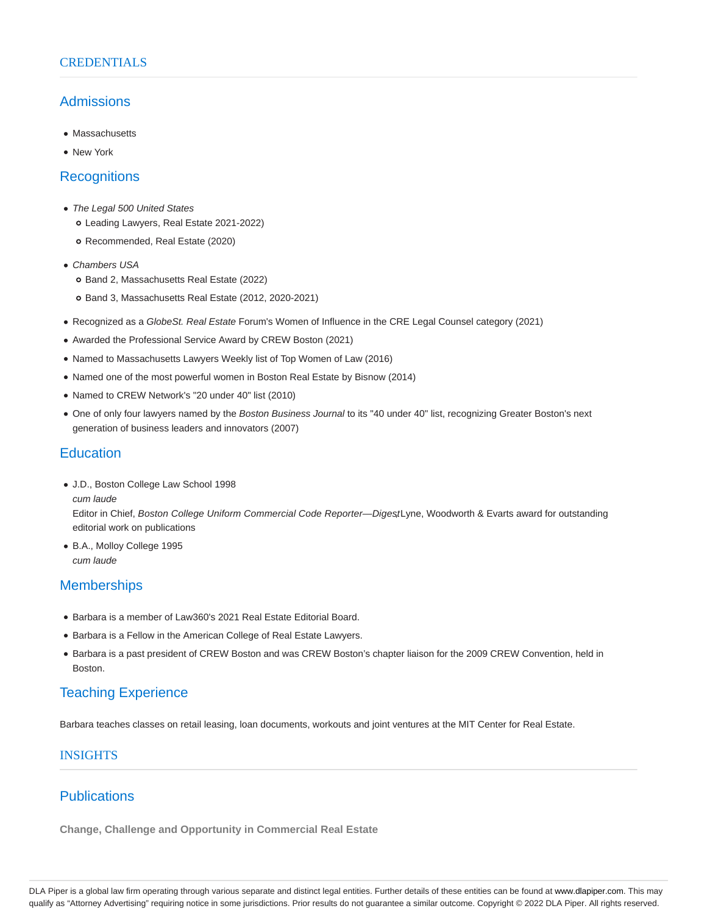## CREDENTIALS

### Admissions

- Massachusetts
- New York

### Recognitions

- *The Legal 500 United States*
  - Leading Lawyers, Real Estate 2021-2022)
  - Recommended, Real Estate (2020)
- *Chambers USA*
  - Band 2, Massachusetts Real Estate (2022)
  - Band 3, Massachusetts Real Estate (2012, 2020-2021)
- Recognized as a *GlobeSt. Real Estate* Forum's Women of Influence in the CRE Legal Counsel category (2021)
- Awarded the Professional Service Award by CREW Boston (2021)
- Named to Massachusetts Lawyers Weekly list of Top Women of Law (2016)
- Named one of the most powerful women in Boston Real Estate by Bisnow (2014)
- Named to CREW Network's "20 under 40" list (2010)
- One of only four lawyers named by the *Boston Business Journal* to its "40 under 40" list, recognizing Greater Boston's next generation of business leaders and innovators (2007)

### Education

- J.D., Boston College Law School 1998
  *cum laude*
  Editor in Chief, *Boston College Uniform Commercial Code Reporter—Digest*, Lyne, Woodworth & Evarts award for outstanding editorial work on publications
- B.A., Molloy College 1995
  *cum laude*

### Memberships

- Barbara is a member of Law360's 2021 Real Estate Editorial Board.
- Barbara is a Fellow in the American College of Real Estate Lawyers.
- Barbara is a past president of CREW Boston and was CREW Boston's chapter liaison for the 2009 CREW Convention, held in Boston.

### Teaching Experience

Barbara teaches classes on retail leasing, loan documents, workouts and joint ventures at the MIT Center for Real Estate.

## INSIGHTS

### Publications

**Change, Challenge and Opportunity in Commercial Real Estate**

DLA Piper is a global law firm operating through various separate and distinct legal entities. Further details of these entities can be found at www.dlapiper.com. This may qualify as "Attorney Advertising" requiring notice in some jurisdictions. Prior results do not guarantee a similar outcome. Copyright © 2022 DLA Piper. All rights reserved.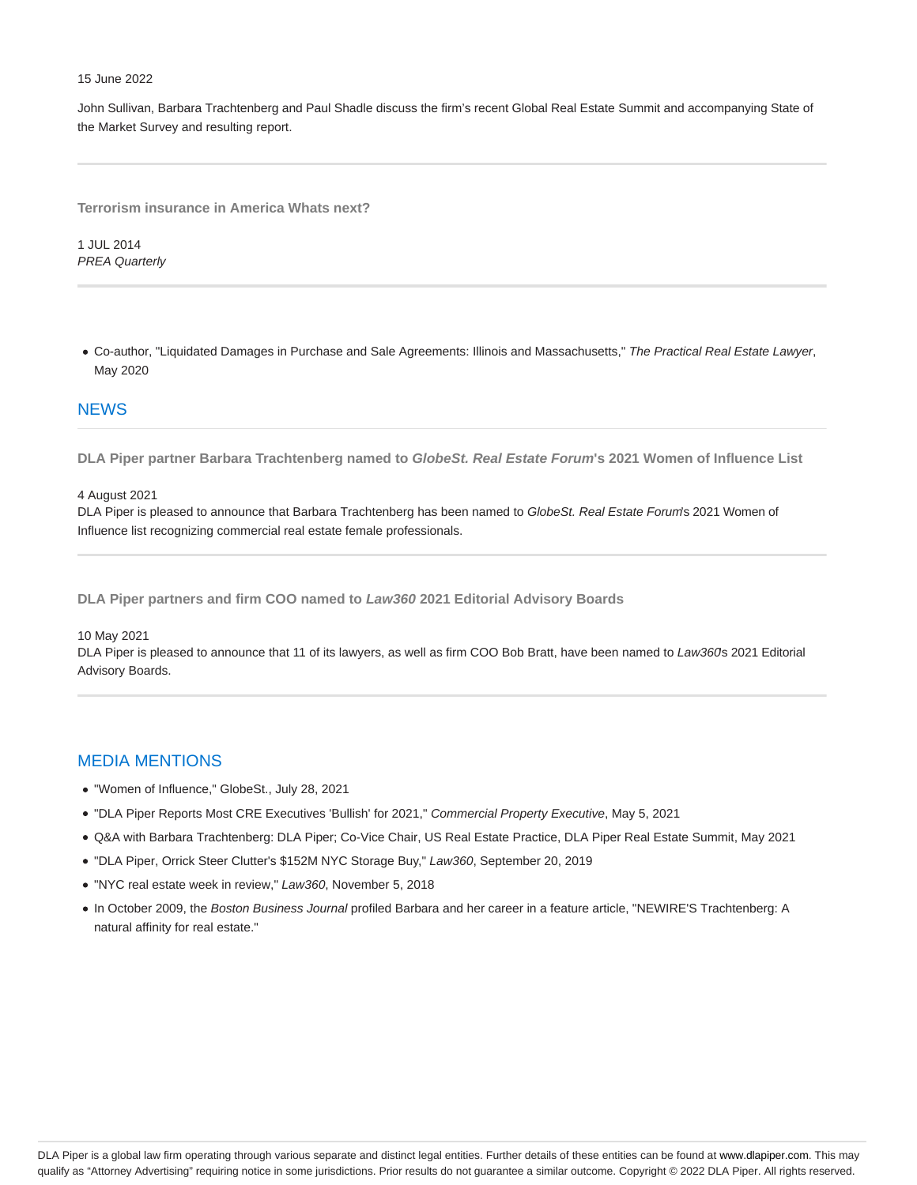15 June 2022

John Sullivan, Barbara Trachtenberg and Paul Shadle discuss the firm's recent Global Real Estate Summit and accompanying State of the Market Survey and resulting report.

---

**Terrorism insurance in America Whats next?**

1 JUL 2014
*PREA Quarterly*

---

- Co-author, "Liquidated Damages in Purchase and Sale Agreements: Illinois and Massachusetts," *The Practical Real Estate Lawyer*, May 2020

## NEWS

**DLA Piper partner Barbara Trachtenberg named to *GlobeSt. Real Estate Forum*'s 2021 Women of Influence List**

4 August 2021
DLA Piper is pleased to announce that Barbara Trachtenberg has been named to *GlobeSt. Real Estate Forum*'s 2021 Women of Influence list recognizing commercial real estate female professionals.

---

**DLA Piper partners and firm COO named to *Law360* 2021 Editorial Advisory Boards**

10 May 2021
DLA Piper is pleased to announce that 11 of its lawyers, as well as firm COO Bob Bratt, have been named to *Law360*s 2021 Editorial Advisory Boards.

---

## MEDIA MENTIONS

- "Women of Influence," GlobeSt., July 28, 2021
- "DLA Piper Reports Most CRE Executives 'Bullish' for 2021," *Commercial Property Executive*, May 5, 2021
- Q&A with Barbara Trachtenberg: DLA Piper; Co-Vice Chair, US Real Estate Practice, DLA Piper Real Estate Summit, May 2021
- "DLA Piper, Orrick Steer Clutter's $152M NYC Storage Buy," *Law360*, September 20, 2019
- "NYC real estate week in review," *Law360*, November 5, 2018
- In October 2009, the *Boston Business Journal* profiled Barbara and her career in a feature article, "NEWIRE'S Trachtenberg: A natural affinity for real estate."

DLA Piper is a global law firm operating through various separate and distinct legal entities. Further details of these entities can be found at www.dlapiper.com. This may qualify as "Attorney Advertising" requiring notice in some jurisdictions. Prior results do not guarantee a similar outcome. Copyright © 2022 DLA Piper. All rights reserved.